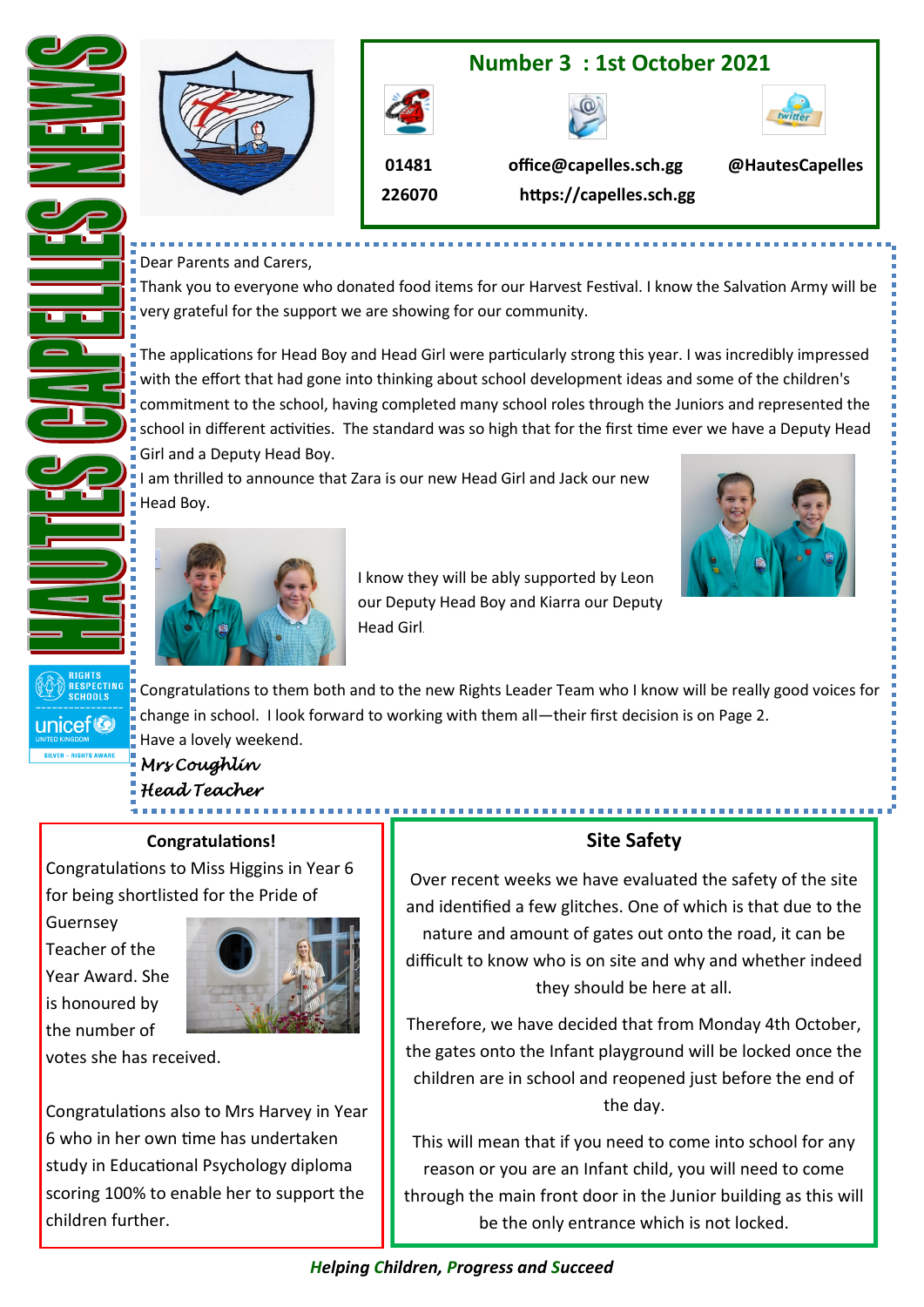# HAUTES CAPELLES NEWS

## Number 3 : 1st October 2021

01481 226070

office@capelles.sch.gg

https://capelles.sch.gg

@HautesCapelles

Dear Parents and Carers,

Thank you to everyone who donated food items for our Harvest Festival. I know the Salvation Army will be very grateful for the support we are showing for our community.

The applications for Head Boy and Head Girl were particularly strong this year. I was incredibly impressed with the effort that had gone into thinking about school development ideas and some of the children's commitment to the school, having completed many school roles through the Juniors and represented the school in different activities. The standard was so high that for the first time ever we have a Deputy Head Girl and a Deputy Head Boy.

I am thrilled to announce that Zara is our new Head Girl and Jack our new Head Boy.

I know they will be ably supported by Leon our Deputy Head Boy and Kiarra our Deputy Head Girl.

Congratulations to them both and to the new Rights Leader Team who I know will be really good voices for change in school. I look forward to working with them all—their first decision is on Page 2.

Have a lovely weekend.

*Mrs Coughlin*

*Head Teacher*

RIGHTS RESPECTING SCHOOLS — unicef UNITED KINGDOM — SILVER – RIGHTS AWARE

### Congratulations!

Congratulations to Miss Higgins in Year 6 for being shortlisted for the Pride of Guernsey Teacher of the Year Award. She is honoured by the number of votes she has received.

Congratulations also to Mrs Harvey in Year 6 who in her own time has undertaken study in Educational Psychology diploma scoring 100% to enable her to support the children further.

### Site Safety

Over recent weeks we have evaluated the safety of the site and identified a few glitches. One of which is that due to the nature and amount of gates out onto the road, it can be difficult to know who is on site and why and whether indeed they should be here at all.

Therefore, we have decided that from Monday 4th October, the gates onto the Infant playground will be locked once the children are in school and reopened just before the end of the day.

This will mean that if you need to come into school for any reason or you are an Infant child, you will need to come through the main front door in the Junior building as this will be the only entrance which is not locked.

***Helping Children, Progress and Succeed***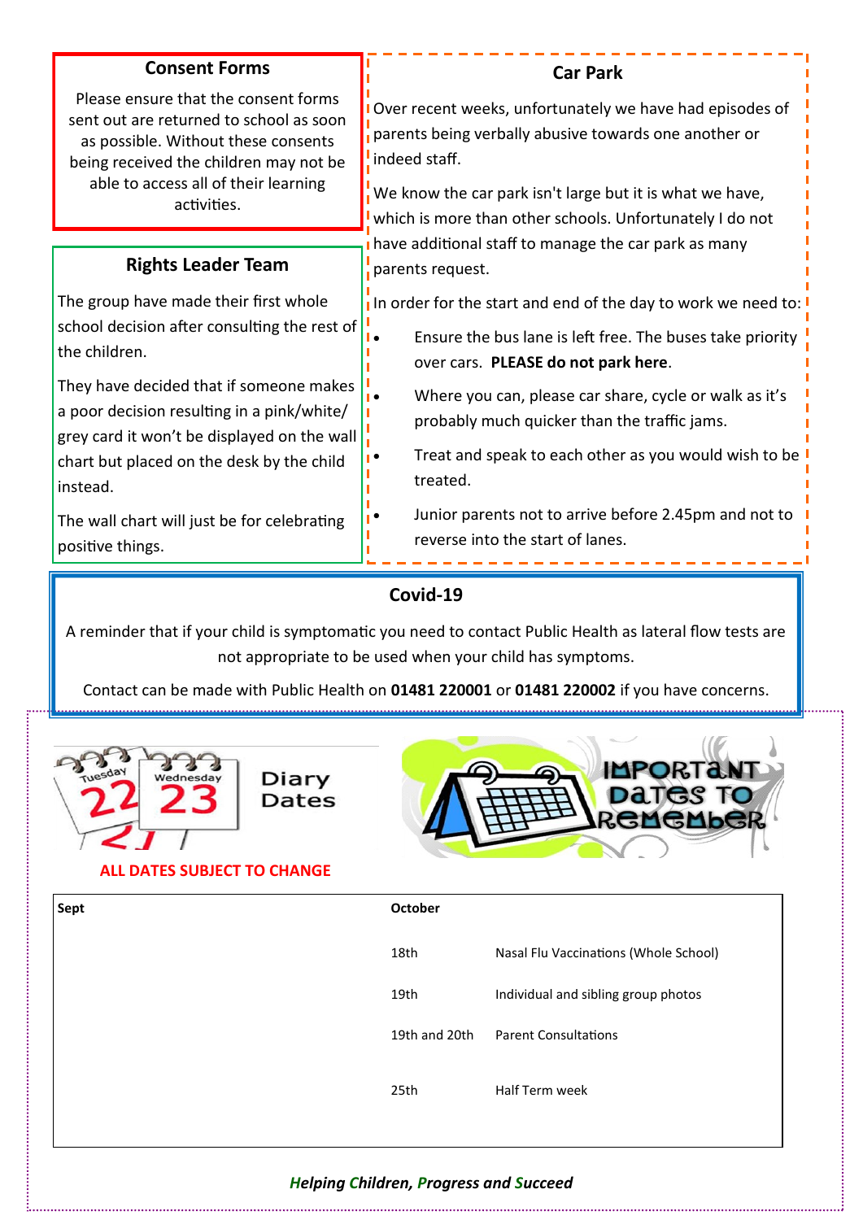## Consent Forms

Please ensure that the consent forms sent out are returned to school as soon as possible. Without these consents being received the children may not be able to access all of their learning activities.

## Rights Leader Team

The group have made their first whole school decision after consulting the rest of the children.

They have decided that if someone makes a poor decision resulting in a pink/white/grey card it won't be displayed on the wall chart but placed on the desk by the child instead.

The wall chart will just be for celebrating positive things.

## Car Park

Over recent weeks, unfortunately we have had episodes of parents being verbally abusive towards one another or indeed staff.

We know the car park isn't large but it is what we have, which is more than other schools. Unfortunately I do not have additional staff to manage the car park as many parents request.

In order for the start and end of the day to work we need to:

- Ensure the bus lane is left free. The buses take priority over cars. **PLEASE do not park here**.
- Where you can, please car share, cycle or walk as it's probably much quicker than the traffic jams.
- Treat and speak to each other as you would wish to be treated.
- Junior parents not to arrive before 2.45pm and not to reverse into the start of lanes.

## Covid-19

A reminder that if your child is symptomatic you need to contact Public Health as lateral flow tests are not appropriate to be used when your child has symptoms.

Contact can be made with Public Health on **01481 220001** or **01481 220002** if you have concerns.

## Diary Dates

IMPORTANT DATES TO REMEMBER

ALL DATES SUBJECT TO CHANGE

| Sept | October | |
|---|---|---|
| | 18th | Nasal Flu Vaccinations (Whole School) |
| | 19th | Individual and sibling group photos |
| | 19th and 20th | Parent Consultations |
| | 25th | Half Term week |

*Helping Children, Progress and Succeed*